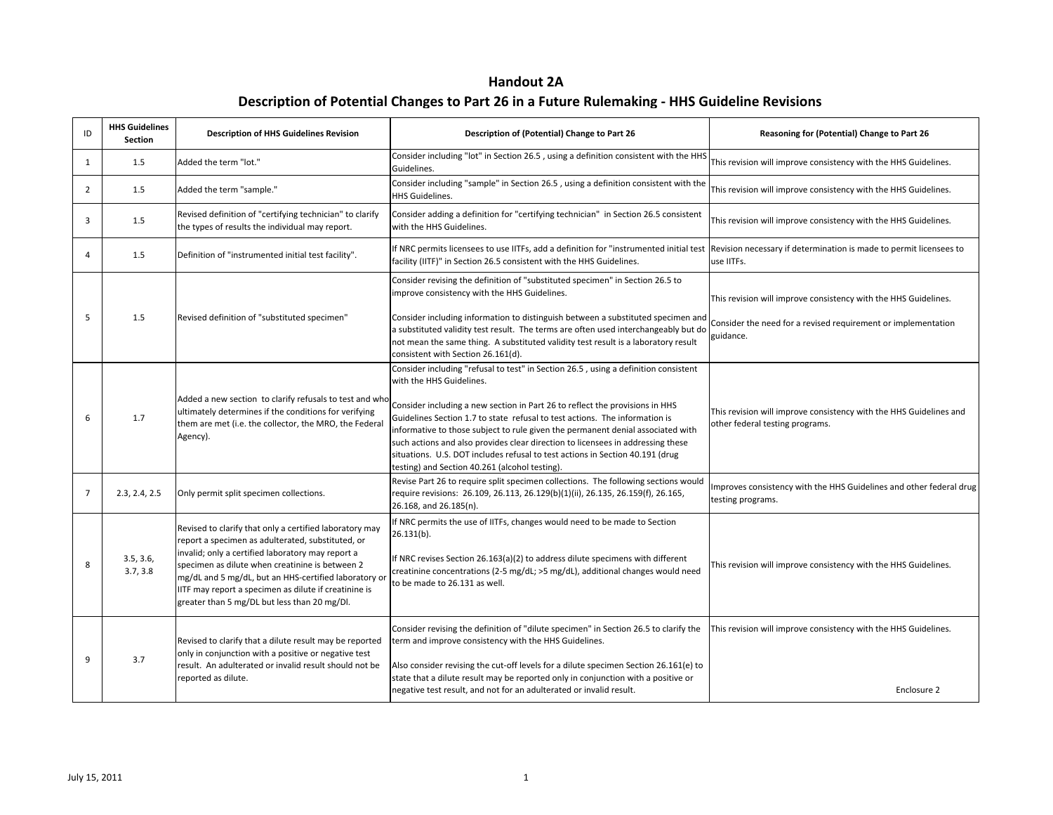# Handout 2A

## Description of Potential Changes to Part 26 in a Future Rulemaking - HHS Guideline Revisions

| ID | HHS Guidelines Section | Description of HHS Guidelines Revision | Description of (Potential) Change to Part 26 | Reasoning for (Potential) Change to Part 26 |
|---|---|---|---|---|
| 1 | 1.5 | Added the term "lot." | Consider including "lot" in Section 26.5 , using a definition consistent with the HHS Guidelines. | This revision will improve consistency with the HHS Guidelines. |
| 2 | 1.5 | Added the term "sample." | Consider including "sample" in Section 26.5 , using a definition consistent with the HHS Guidelines. | This revision will improve consistency with the HHS Guidelines. |
| 3 | 1.5 | Revised definition of "certifying technician" to clarify the types of results the individual may report. | Consider adding a definition for "certifying technician" in Section 26.5 consistent with the HHS Guidelines. | This revision will improve consistency with the HHS Guidelines. |
| 4 | 1.5 | Definition of "instrumented initial test facility". | If NRC permits licensees to use IITFs, add a definition for "instrumented initial test facility (IITF)" in Section 26.5 consistent with the HHS Guidelines. | Revision necessary if determination is made to permit licensees to use IITFs. |
| 5 | 1.5 | Revised definition of "substituted specimen" | Consider revising the definition of "substituted specimen" in Section 26.5 to improve consistency with the HHS Guidelines.<br><br>Consider including information to distinguish between a substituted specimen and a substituted validity test result. The terms are often used interchangeably but do not mean the same thing. A substituted validity test result is a laboratory result consistent with Section 26.161(d). | This revision will improve consistency with the HHS Guidelines.<br><br>Consider the need for a revised requirement or implementation guidance. |
| 6 | 1.7 | Added a new section to clarify refusals to test and who ultimately determines if the conditions for verifying them are met (i.e. the collector, the MRO, the Federal Agency). | Consider including "refusal to test" in Section 26.5 , using a definition consistent with the HHS Guidelines.<br><br>Consider including a new section in Part 26 to reflect the provisions in HHS Guidelines Section 1.7 to state refusal to test actions. The information is informative to those subject to rule given the permanent denial associated with such actions and also provides clear direction to licensees in addressing these situations. U.S. DOT includes refusal to test actions in Section 40.191 (drug testing) and Section 40.261 (alcohol testing). | This revision will improve consistency with the HHS Guidelines and other federal testing programs. |
| 7 | 2.3, 2.4, 2.5 | Only permit split specimen collections. | Revise Part 26 to require split specimen collections. The following sections would require revisions: 26.109, 26.113, 26.129(b)(1)(ii), 26.135, 26.159(f), 26.165, 26.168, and 26.185(n). | Improves consistency with the HHS Guidelines and other federal drug testing programs. |
| 8 | 3.5, 3.6, 3.7, 3.8 | Revised to clarify that only a certified laboratory may report a specimen as adulterated, substituted, or invalid; only a certified laboratory may report a specimen as dilute when creatinine is between 2 mg/dL and 5 mg/dL, but an HHS-certified laboratory or IITF may report a specimen as dilute if creatinine is greater than 5 mg/DL but less than 20 mg/Dl. | If NRC permits the use of IITFs, changes would need to be made to Section 26.131(b).<br><br>If NRC revises Section 26.163(a)(2) to address dilute specimens with different creatinine concentrations (2-5 mg/dL; >5 mg/dL), additional changes would need to be made to 26.131 as well. | This revision will improve consistency with the HHS Guidelines. |
| 9 | 3.7 | Revised to clarify that a dilute result may be reported only in conjunction with a positive or negative test result. An adulterated or invalid result should not be reported as dilute. | Consider revising the definition of "dilute specimen" in Section 26.5 to clarify the term and improve consistency with the HHS Guidelines.<br><br>Also consider revising the cut-off levels for a dilute specimen Section 26.161(e) to state that a dilute result may be reported only in conjunction with a positive or negative test result, and not for an adulterated or invalid result. | This revision will improve consistency with the HHS Guidelines. |

Enclosure 2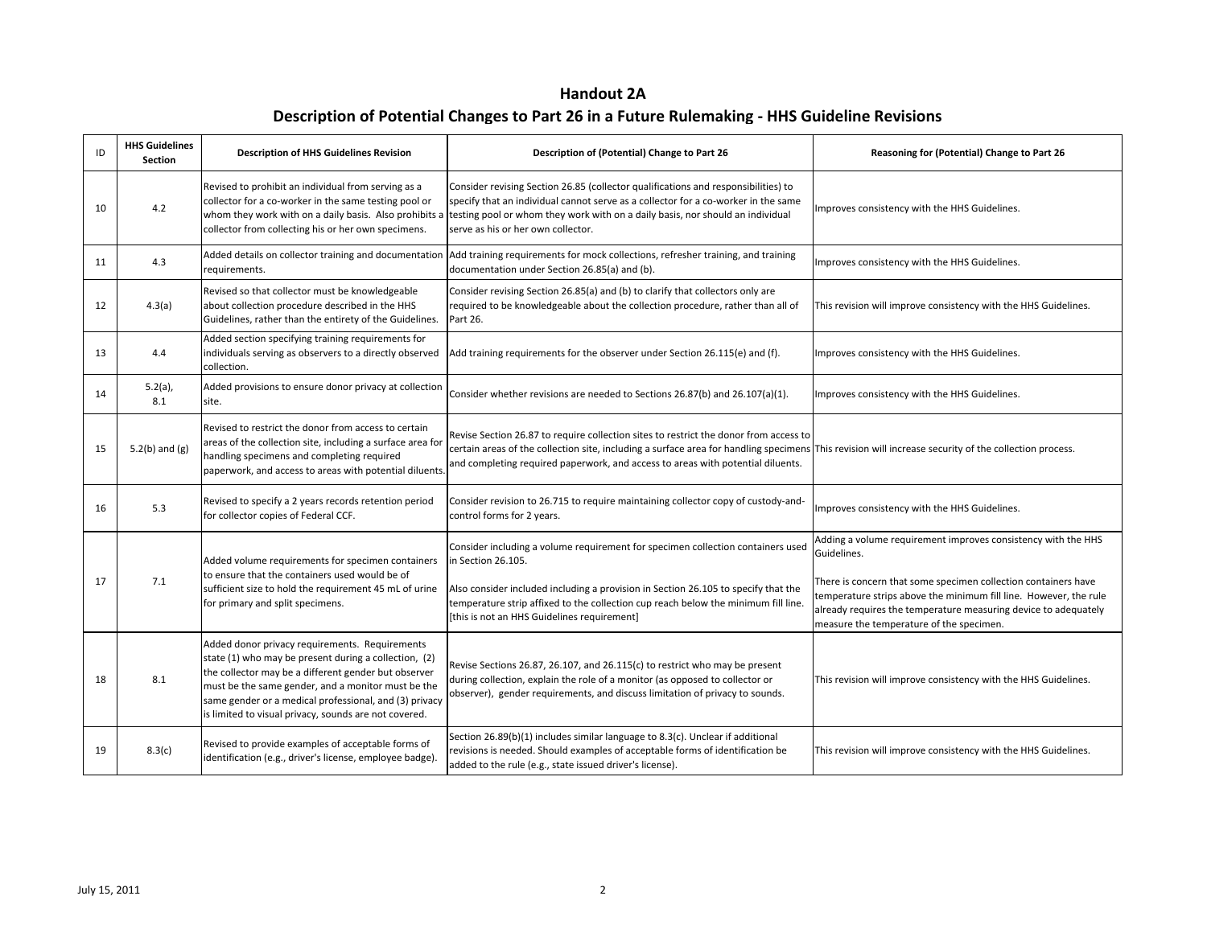# Handout 2A

## Description of Potential Changes to Part 26 in a Future Rulemaking - HHS Guideline Revisions

| ID | HHS Guidelines Section | Description of HHS Guidelines Revision | Description of (Potential) Change to Part 26 | Reasoning for (Potential) Change to Part 26 |
|---|---|---|---|---|
| 10 | 4.2 | Revised to prohibit an individual from serving as a collector for a co-worker in the same testing pool or whom they work with on a daily basis. Also prohibits a collector from collecting his or her own specimens. | Consider revising Section 26.85 (collector qualifications and responsibilities) to specify that an individual cannot serve as a collector for a co-worker in the same testing pool or whom they work with on a daily basis, nor should an individual serve as his or her own collector. | Improves consistency with the HHS Guidelines. |
| 11 | 4.3 | Added details on collector training and documentation requirements. | Add training requirements for mock collections, refresher training, and training documentation under Section 26.85(a) and (b). | Improves consistency with the HHS Guidelines. |
| 12 | 4.3(a) | Revised so that collector must be knowledgeable about collection procedure described in the HHS Guidelines, rather than the entirety of the Guidelines. | Consider revising Section 26.85(a) and (b) to clarify that collectors only are required to be knowledgeable about the collection procedure, rather than all of Part 26. | This revision will improve consistency with the HHS Guidelines. |
| 13 | 4.4 | Added section specifying training requirements for individuals serving as observers to a directly observed collection. | Add training requirements for the observer under Section 26.115(e) and (f). | Improves consistency with the HHS Guidelines. |
| 14 | 5.2(a), 8.1 | Added provisions to ensure donor privacy at collection site. | Consider whether revisions are needed to Sections 26.87(b) and 26.107(a)(1). | Improves consistency with the HHS Guidelines. |
| 15 | 5.2(b) and (g) | Revised to restrict the donor from access to certain areas of the collection site, including a surface area for handling specimens and completing required paperwork, and access to areas with potential diluents. | Revise Section 26.87 to require collection sites to restrict the donor from access to certain areas of the collection site, including a surface area for handling specimens and completing required paperwork, and access to areas with potential diluents. | This revision will increase security of the collection process. |
| 16 | 5.3 | Revised to specify a 2 years records retention period for collector copies of Federal CCF. | Consider revision to 26.715 to require maintaining collector copy of custody-and-control forms for 2 years. | Improves consistency with the HHS Guidelines. |
| 17 | 7.1 | Added volume requirements for specimen containers to ensure that the containers used would be of sufficient size to hold the requirement 45 mL of urine for primary and split specimens. | Consider including a volume requirement for specimen collection containers used in Section 26.105.<br><br>Also consider included including a provision in Section 26.105 to specify that the temperature strip affixed to the collection cup reach below the minimum fill line. [this is not an HHS Guidelines requirement] | Adding a volume requirement improves consistency with the HHS Guidelines.<br><br>There is concern that some specimen collection containers have temperature strips above the minimum fill line. However, the rule already requires the temperature measuring device to adequately measure the temperature of the specimen. |
| 18 | 8.1 | Added donor privacy requirements. Requirements state (1) who may be present during a collection, (2) the collector may be a different gender but observer must be the same gender, and a monitor must be the same gender or a medical professional, and (3) privacy is limited to visual privacy, sounds are not covered. | Revise Sections 26.87, 26.107, and 26.115(c) to restrict who may be present during collection, explain the role of a monitor (as opposed to collector or observer), gender requirements, and discuss limitation of privacy to sounds. | This revision will improve consistency with the HHS Guidelines. |
| 19 | 8.3(c) | Revised to provide examples of acceptable forms of identification (e.g., driver's license, employee badge). | Section 26.89(b)(1) includes similar language to 8.3(c). Unclear if additional revisions is needed. Should examples of acceptable forms of identification be added to the rule (e.g., state issued driver's license). | This revision will improve consistency with the HHS Guidelines. |

July 15, 2011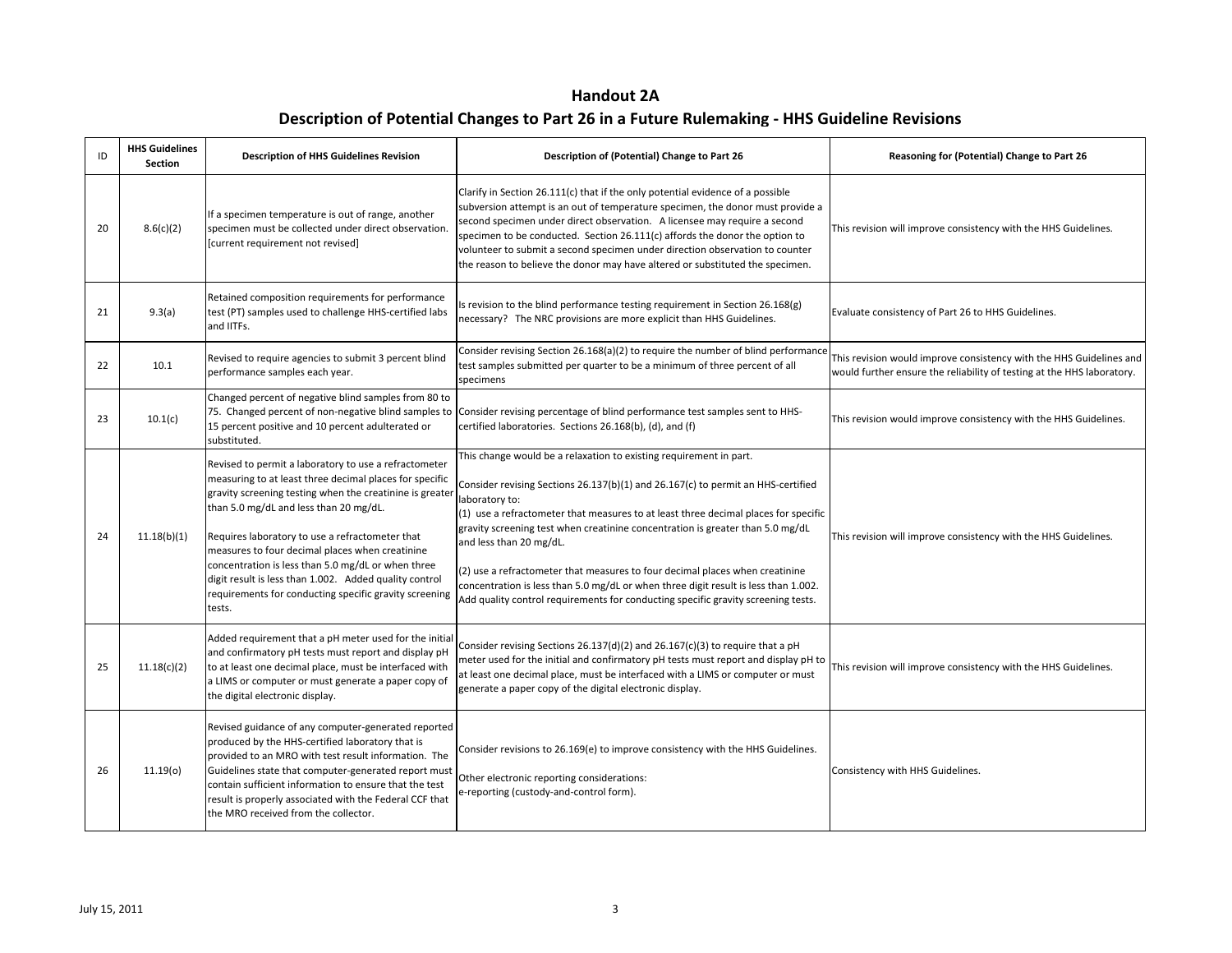# Handout 2A

## Description of Potential Changes to Part 26 in a Future Rulemaking - HHS Guideline Revisions

| ID | HHS Guidelines Section | Description of HHS Guidelines Revision | Description of (Potential) Change to Part 26 | Reasoning for (Potential) Change to Part 26 |
|---|---|---|---|---|
| 20 | 8.6(c)(2) | If a specimen temperature is out of range, another specimen must be collected under direct observation. [current requirement not revised] | Clarify in Section 26.111(c) that if the only potential evidence of a possible subversion attempt is an out of temperature specimen, the donor must provide a second specimen under direct observation. A licensee may require a second specimen to be conducted. Section 26.111(c) affords the donor the option to volunteer to submit a second specimen under direction observation to counter the reason to believe the donor may have altered or substituted the specimen. | This revision will improve consistency with the HHS Guidelines. |
| 21 | 9.3(a) | Retained composition requirements for performance test (PT) samples used to challenge HHS-certified labs and IITFs. | Is revision to the blind performance testing requirement in Section 26.168(g) necessary? The NRC provisions are more explicit than HHS Guidelines. | Evaluate consistency of Part 26 to HHS Guidelines. |
| 22 | 10.1 | Revised to require agencies to submit 3 percent blind performance samples each year. | Consider revising Section 26.168(a)(2) to require the number of blind performance test samples submitted per quarter to be a minimum of three percent of all specimens | This revision would improve consistency with the HHS Guidelines and would further ensure the reliability of testing at the HHS laboratory. |
| 23 | 10.1(c) | Changed percent of negative blind samples from 80 to 75. Changed percent of non-negative blind samples to 15 percent positive and 10 percent adulterated or substituted. | Consider revising percentage of blind performance test samples sent to HHS-certified laboratories. Sections 26.168(b), (d), and (f) | This revision would improve consistency with the HHS Guidelines. |
| 24 | 11.18(b)(1) | Revised to permit a laboratory to use a refractometer measuring to at least three decimal places for specific gravity screening testing when the creatinine is greater than 5.0 mg/dL and less than 20 mg/dL.<br><br>Requires laboratory to use a refractometer that measures to four decimal places when creatinine concentration is less than 5.0 mg/dL or when three digit result is less than 1.002. Added quality control requirements for conducting specific gravity screening tests. | This change would be a relaxation to existing requirement in part.<br><br>Consider revising Sections 26.137(b)(1) and 26.167(c) to permit an HHS-certified laboratory to:<br>(1) use a refractometer that measures to at least three decimal places for specific gravity screening test when creatinine concentration is greater than 5.0 mg/dL and less than 20 mg/dL.<br><br>(2) use a refractometer that measures to four decimal places when creatinine concentration is less than 5.0 mg/dL or when three digit result is less than 1.002. Add quality control requirements for conducting specific gravity screening tests. | This revision will improve consistency with the HHS Guidelines. |
| 25 | 11.18(c)(2) | Added requirement that a pH meter used for the initial and confirmatory pH tests must report and display pH to at least one decimal place, must be interfaced with a LIMS or computer or must generate a paper copy of the digital electronic display. | Consider revising Sections 26.137(d)(2) and 26.167(c)(3) to require that a pH meter used for the initial and confirmatory pH tests must report and display pH to at least one decimal place, must be interfaced with a LIMS or computer or must generate a paper copy of the digital electronic display. | This revision will improve consistency with the HHS Guidelines. |
| 26 | 11.19(o) | Revised guidance of any computer-generated reported produced by the HHS-certified laboratory that is provided to an MRO with test result information. The Guidelines state that computer-generated report must contain sufficient information to ensure that the test result is properly associated with the Federal CCF that the MRO received from the collector. | Consider revisions to 26.169(e) to improve consistency with the HHS Guidelines.<br><br>Other electronic reporting considerations:<br>e-reporting (custody-and-control form). | Consistency with HHS Guidelines. |

July 15, 2011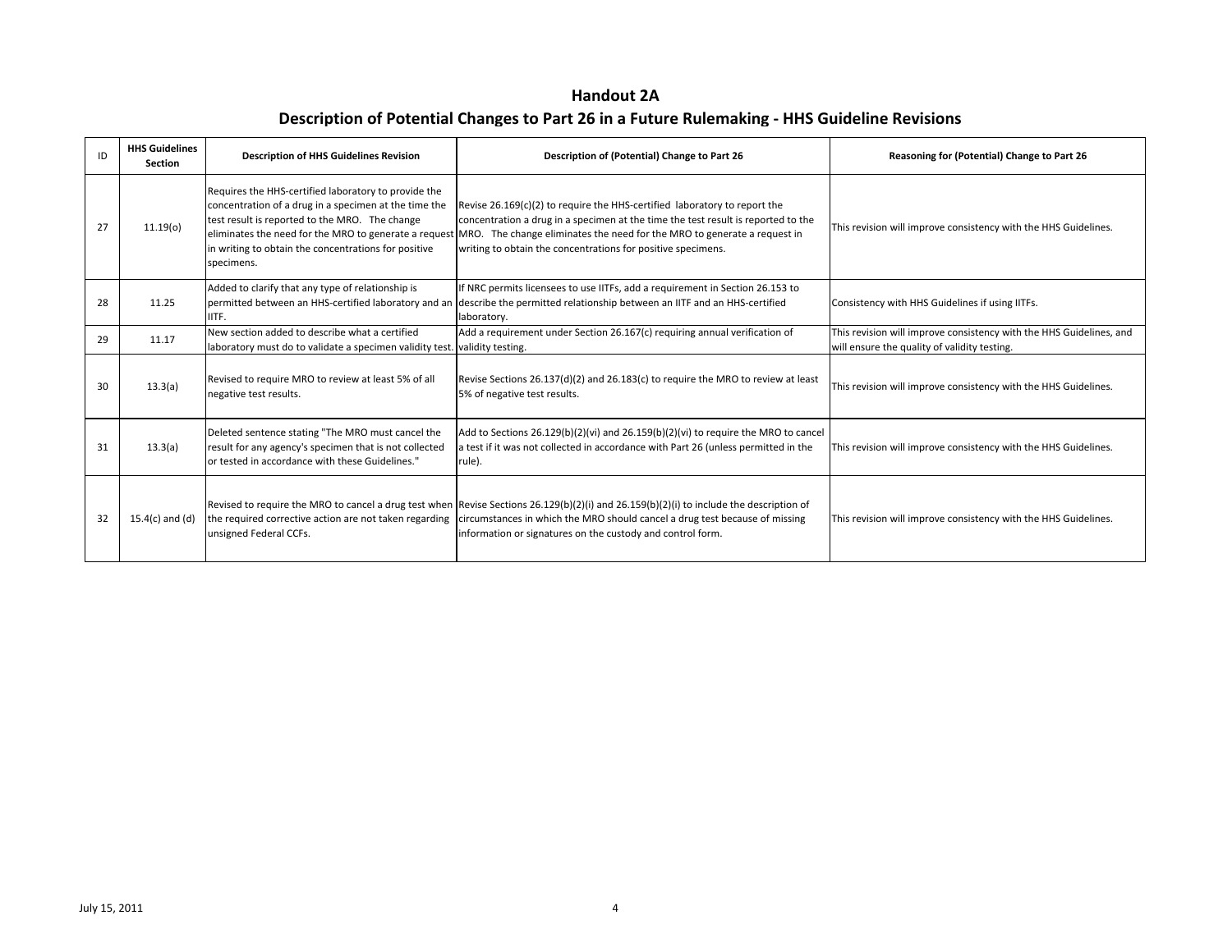# Handout 2A

## Description of Potential Changes to Part 26 in a Future Rulemaking - HHS Guideline Revisions

| ID | HHS Guidelines Section | Description of HHS Guidelines Revision | Description of (Potential) Change to Part 26 | Reasoning for (Potential) Change to Part 26 |
|---|---|---|---|---|
| 27 | 11.19(o) | Requires the HHS-certified laboratory to provide the concentration of a drug in a specimen at the time the test result is reported to the MRO. The change eliminates the need for the MRO to generate a request in writing to obtain the concentrations for positive specimens. | Revise 26.169(c)(2) to require the HHS-certified laboratory to report the concentration a drug in a specimen at the time the test result is reported to the MRO. The change eliminates the need for the MRO to generate a request in writing to obtain the concentrations for positive specimens. | This revision will improve consistency with the HHS Guidelines. |
| 28 | 11.25 | Added to clarify that any type of relationship is permitted between an HHS-certified laboratory and an IITF. | If NRC permits licensees to use IITFs, add a requirement in Section 26.153 to describe the permitted relationship between an IITF and an HHS-certified laboratory. | Consistency with HHS Guidelines if using IITFs. |
| 29 | 11.17 | New section added to describe what a certified laboratory must do to validate a specimen validity test. | Add a requirement under Section 26.167(c) requiring annual verification of validity testing. | This revision will improve consistency with the HHS Guidelines, and will ensure the quality of validity testing. |
| 30 | 13.3(a) | Revised to require MRO to review at least 5% of all negative test results. | Revise Sections 26.137(d)(2) and 26.183(c) to require the MRO to review at least 5% of negative test results. | This revision will improve consistency with the HHS Guidelines. |
| 31 | 13.3(a) | Deleted sentence stating "The MRO must cancel the result for any agency's specimen that is not collected or tested in accordance with these Guidelines." | Add to Sections 26.129(b)(2)(vi) and 26.159(b)(2)(vi) to require the MRO to cancel a test if it was not collected in accordance with Part 26 (unless permitted in the rule). | This revision will improve consistency with the HHS Guidelines. |
| 32 | 15.4(c) and (d) | Revised to require the MRO to cancel a drug test when the required corrective action are not taken regarding unsigned Federal CCFs. | Revise Sections 26.129(b)(2)(i) and 26.159(b)(2)(i) to include the description of circumstances in which the MRO should cancel a drug test because of missing information or signatures on the custody and control form. | This revision will improve consistency with the HHS Guidelines. |

July 15, 2011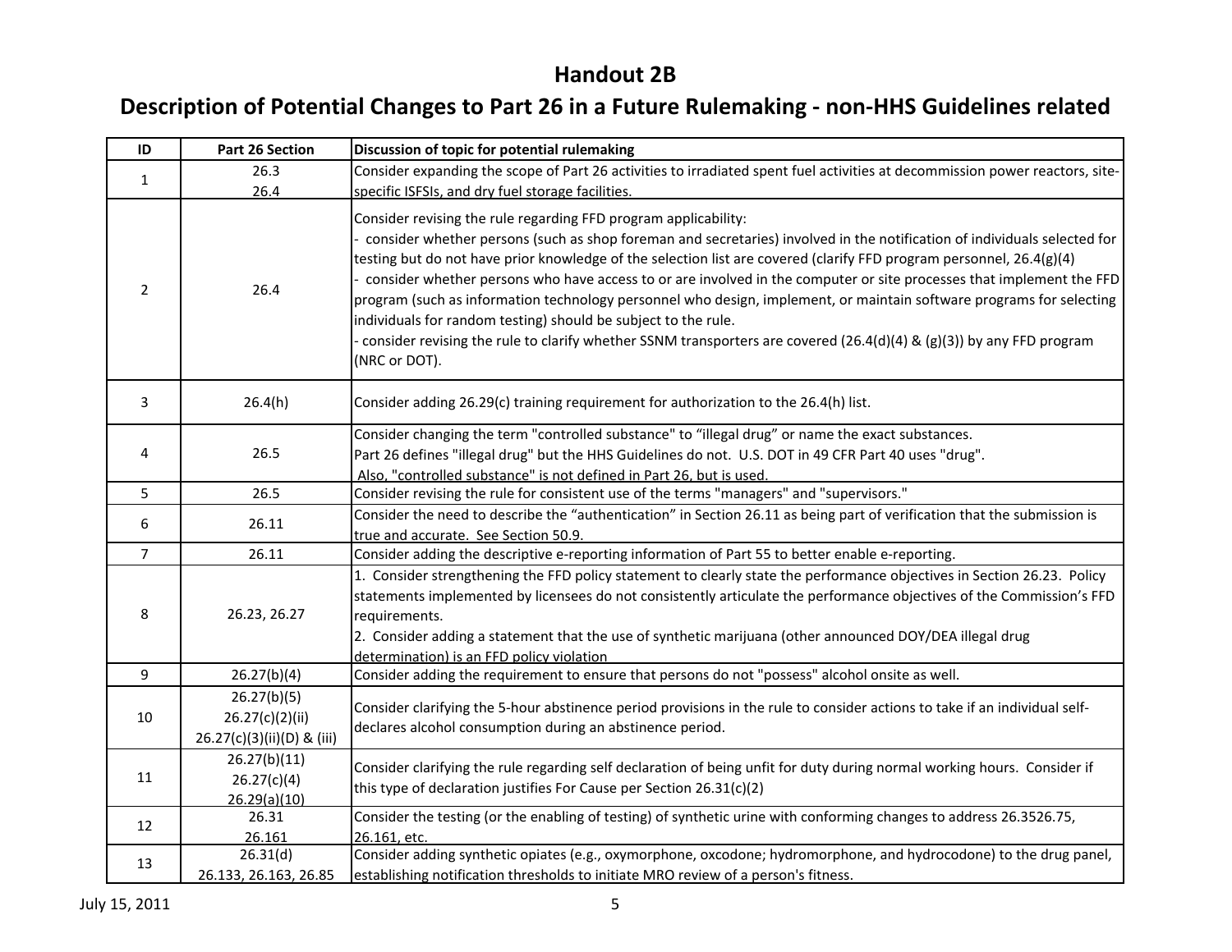# Handout 2B

## Description of Potential Changes to Part 26 in a Future Rulemaking - non-HHS Guidelines related

| ID | Part 26 Section | Discussion of topic for potential rulemaking |
|---|---|---|
| 1 | 26.3<br>26.4 | Consider expanding the scope of Part 26 activities to irradiated spent fuel activities at decommission power reactors, site-specific ISFSIs, and dry fuel storage facilities. |
| 2 | 26.4 | Consider revising the rule regarding FFD program applicability:<br>- consider whether persons (such as shop foreman and secretaries) involved in the notification of individuals selected for testing but do not have prior knowledge of the selection list are covered (clarify FFD program personnel, 26.4(g)(4)<br>- consider whether persons who have access to or are involved in the computer or site processes that implement the FFD program (such as information technology personnel who design, implement, or maintain software programs for selecting individuals for random testing) should be subject to the rule.<br>- consider revising the rule to clarify whether SSNM transporters are covered (26.4(d)(4) & (g)(3)) by any FFD program (NRC or DOT). |
| 3 | 26.4(h) | Consider adding 26.29(c) training requirement for authorization to the 26.4(h) list. |
| 4 | 26.5 | Consider changing the term "controlled substance" to "illegal drug" or name the exact substances.<br>Part 26 defines "illegal drug" but the HHS Guidelines do not. U.S. DOT in 49 CFR Part 40 uses "drug".<br>Also, "controlled substance" is not defined in Part 26, but is used. |
| 5 | 26.5 | Consider revising the rule for consistent use of the terms "managers" and "supervisors." |
| 6 | 26.11 | Consider the need to describe the "authentication" in Section 26.11 as being part of verification that the submission is true and accurate. See Section 50.9. |
| 7 | 26.11 | Consider adding the descriptive e-reporting information of Part 55 to better enable e-reporting. |
| 8 | 26.23, 26.27 | 1. Consider strengthening the FFD policy statement to clearly state the performance objectives in Section 26.23. Policy statements implemented by licensees do not consistently articulate the performance objectives of the Commission's FFD requirements.<br>2. Consider adding a statement that the use of synthetic marijuana (other announced DOY/DEA illegal drug determination) is an FFD policy violation |
| 9 | 26.27(b)(4) | Consider adding the requirement to ensure that persons do not "possess" alcohol onsite as well. |
| 10 | 26.27(b)(5)<br>26.27(c)(2)(ii)<br>26.27(c)(3)(ii)(D) & (iii) | Consider clarifying the 5-hour abstinence period provisions in the rule to consider actions to take if an individual self-declares alcohol consumption during an abstinence period. |
| 11 | 26.27(b)(11)<br>26.27(c)(4)<br>26.29(a)(10) | Consider clarifying the rule regarding self declaration of being unfit for duty during normal working hours. Consider if this type of declaration justifies For Cause per Section 26.31(c)(2) |
| 12 | 26.31<br>26.161 | Consider the testing (or the enabling of testing) of synthetic urine with conforming changes to address 26.3526.75, 26.161, etc. |
| 13 | 26.31(d)<br>26.133, 26.163, 26.85 | Consider adding synthetic opiates (e.g., oxymorphone, oxcodone; hydromorphone, and hydrocodone) to the drug panel, establishing notification thresholds to initiate MRO review of a person's fitness. |

July 15, 2011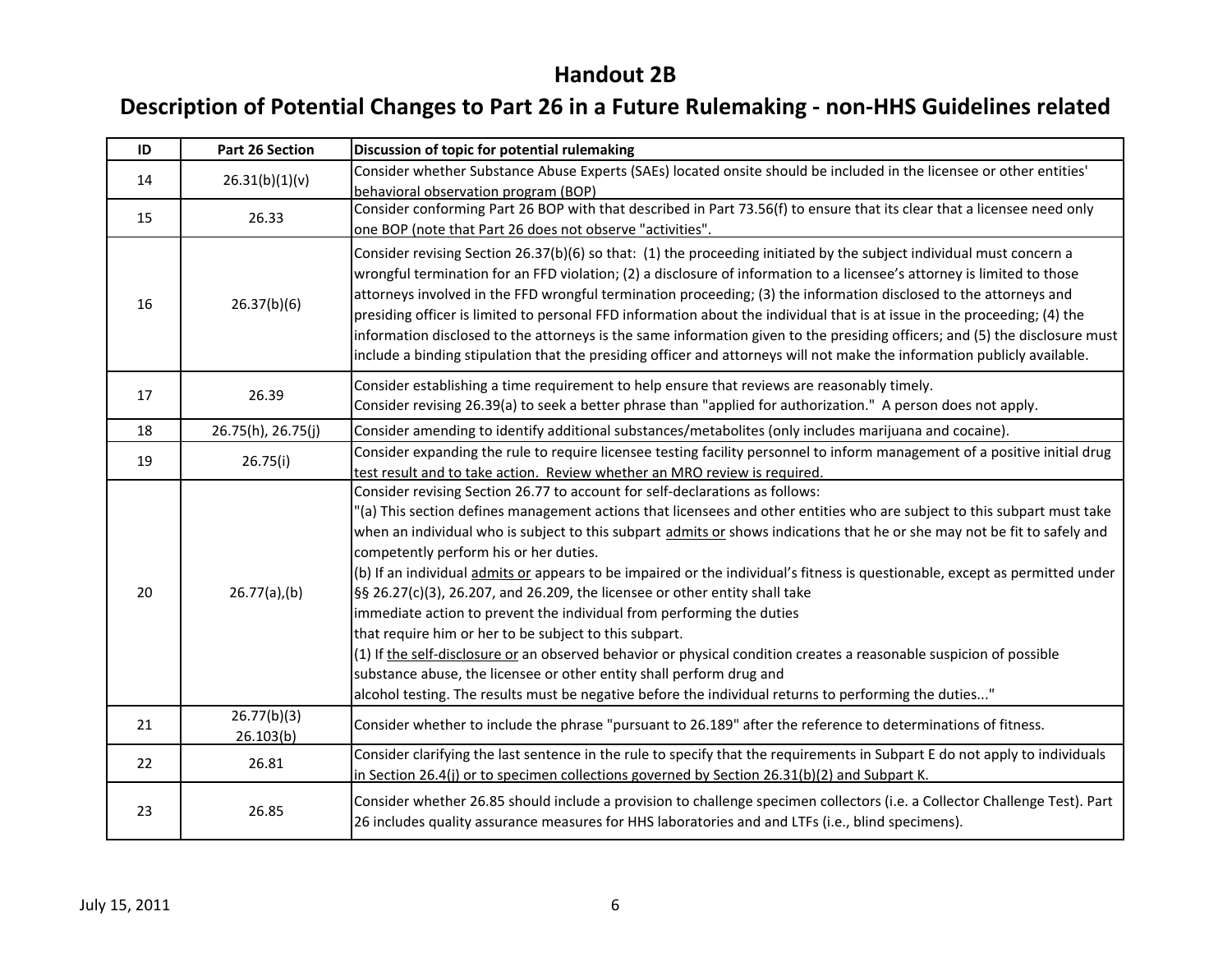# Handout 2B

## Description of Potential Changes to Part 26 in a Future Rulemaking - non-HHS Guidelines related

| ID | Part 26 Section | Discussion of topic for potential rulemaking |
|---|---|---|
| 14 | 26.31(b)(1)(v) | Consider whether Substance Abuse Experts (SAEs) located onsite should be included in the licensee or other entities' behavioral observation program (BOP) |
| 15 | 26.33 | Consider conforming Part 26 BOP with that described in Part 73.56(f) to ensure that its clear that a licensee need only one BOP (note that Part 26 does not observe "activities". |
| 16 | 26.37(b)(6) | Consider revising Section 26.37(b)(6) so that: (1) the proceeding initiated by the subject individual must concern a wrongful termination for an FFD violation; (2) a disclosure of information to a licensee's attorney is limited to those attorneys involved in the FFD wrongful termination proceeding; (3) the information disclosed to the attorneys and presiding officer is limited to personal FFD information about the individual that is at issue in the proceeding; (4) the information disclosed to the attorneys is the same information given to the presiding officers; and (5) the disclosure must include a binding stipulation that the presiding officer and attorneys will not make the information publicly available. |
| 17 | 26.39 | Consider establishing a time requirement to help ensure that reviews are reasonably timely.<br>Consider revising 26.39(a) to seek a better phrase than "applied for authorization." A person does not apply. |
| 18 | 26.75(h), 26.75(j) | Consider amending to identify additional substances/metabolites (only includes marijuana and cocaine). |
| 19 | 26.75(i) | Consider expanding the rule to require licensee testing facility personnel to inform management of a positive initial drug test result and to take action. Review whether an MRO review is required. |
| 20 | 26.77(a),(b) | Consider revising Section 26.77 to account for self-declarations as follows:<br>"(a) This section defines management actions that licensees and other entities who are subject to this subpart must take when an individual who is subject to this subpart <u>admits or</u> shows indications that he or she may not be fit to safely and competently perform his or her duties.<br>(b) If an individual <u>admits or</u> appears to be impaired or the individual's fitness is questionable, except as permitted under §§ 26.27(c)(3), 26.207, and 26.209, the licensee or other entity shall take immediate action to prevent the individual from performing the duties that require him or her to be subject to this subpart.<br>(1) If <u>the self-disclosure or</u> an observed behavior or physical condition creates a reasonable suspicion of possible substance abuse, the licensee or other entity shall perform drug and alcohol testing. The results must be negative before the individual returns to performing the duties..." |
| 21 | 26.77(b)(3)<br>26.103(b) | Consider whether to include the phrase "pursuant to 26.189" after the reference to determinations of fitness. |
| 22 | 26.81 | Consider clarifying the last sentence in the rule to specify that the requirements in Subpart E do not apply to individuals in Section 26.4(j) or to specimen collections governed by Section 26.31(b)(2) and Subpart K. |
| 23 | 26.85 | Consider whether 26.85 should include a provision to challenge specimen collectors (i.e. a Collector Challenge Test). Part 26 includes quality assurance measures for HHS laboratories and and LTFs (i.e., blind specimens). |

July 15, 2011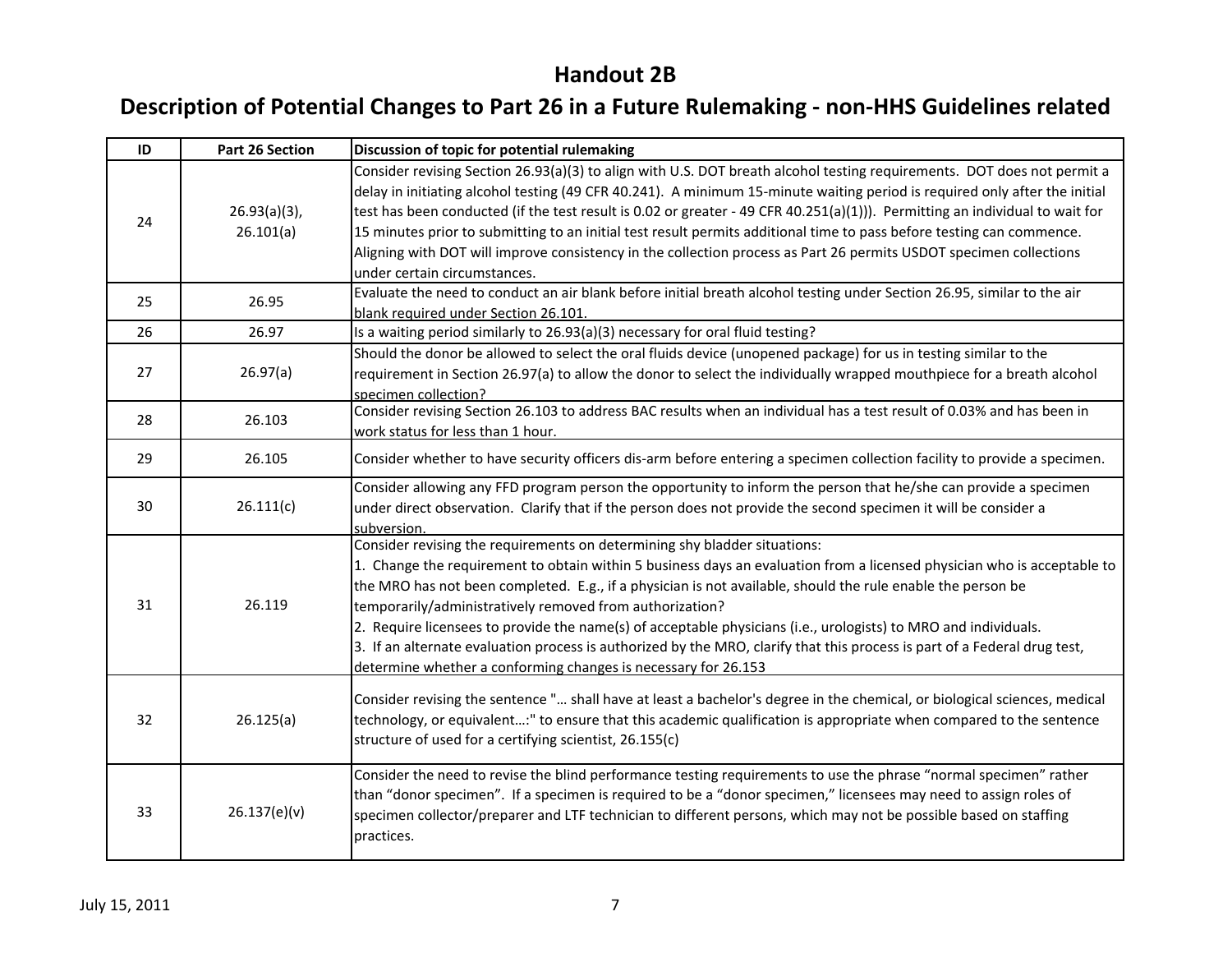# Handout 2B

## Description of Potential Changes to Part 26 in a Future Rulemaking - non-HHS Guidelines related

| ID | Part 26 Section | Discussion of topic for potential rulemaking |
|---|---|---|
| 24 | 26.93(a)(3), 26.101(a) | Consider revising Section 26.93(a)(3) to align with U.S. DOT breath alcohol testing requirements. DOT does not permit a delay in initiating alcohol testing (49 CFR 40.241). A minimum 15-minute waiting period is required only after the initial test has been conducted (if the test result is 0.02 or greater - 49 CFR 40.251(a)(1))). Permitting an individual to wait for 15 minutes prior to submitting to an initial test result permits additional time to pass before testing can commence. Aligning with DOT will improve consistency in the collection process as Part 26 permits USDOT specimen collections under certain circumstances. |
| 25 | 26.95 | Evaluate the need to conduct an air blank before initial breath alcohol testing under Section 26.95, similar to the air blank required under Section 26.101. |
| 26 | 26.97 | Is a waiting period similarly to 26.93(a)(3) necessary for oral fluid testing? |
| 27 | 26.97(a) | Should the donor be allowed to select the oral fluids device (unopened package) for us in testing similar to the requirement in Section 26.97(a) to allow the donor to select the individually wrapped mouthpiece for a breath alcohol specimen collection? |
| 28 | 26.103 | Consider revising Section 26.103 to address BAC results when an individual has a test result of 0.03% and has been in work status for less than 1 hour. |
| 29 | 26.105 | Consider whether to have security officers dis-arm before entering a specimen collection facility to provide a specimen. |
| 30 | 26.111(c) | Consider allowing any FFD program person the opportunity to inform the person that he/she can provide a specimen under direct observation. Clarify that if the person does not provide the second specimen it will be consider a subversion. |
| 31 | 26.119 | Consider revising the requirements on determining shy bladder situations:<br>1. Change the requirement to obtain within 5 business days an evaluation from a licensed physician who is acceptable to the MRO has not been completed. E.g., if a physician is not available, should the rule enable the person be temporarily/administratively removed from authorization?<br>2. Require licensees to provide the name(s) of acceptable physicians (i.e., urologists) to MRO and individuals.<br>3. If an alternate evaluation process is authorized by the MRO, clarify that this process is part of a Federal drug test, determine whether a conforming changes is necessary for 26.153 |
| 32 | 26.125(a) | Consider revising the sentence "… shall have at least a bachelor's degree in the chemical, or biological sciences, medical technology, or equivalent…:" to ensure that this academic qualification is appropriate when compared to the sentence structure of used for a certifying scientist, 26.155(c) |
| 33 | 26.137(e)(v) | Consider the need to revise the blind performance testing requirements to use the phrase "normal specimen" rather than "donor specimen". If a specimen is required to be a "donor specimen," licensees may need to assign roles of specimen collector/preparer and LTF technician to different persons, which may not be possible based on staffing practices. |

July 15, 2011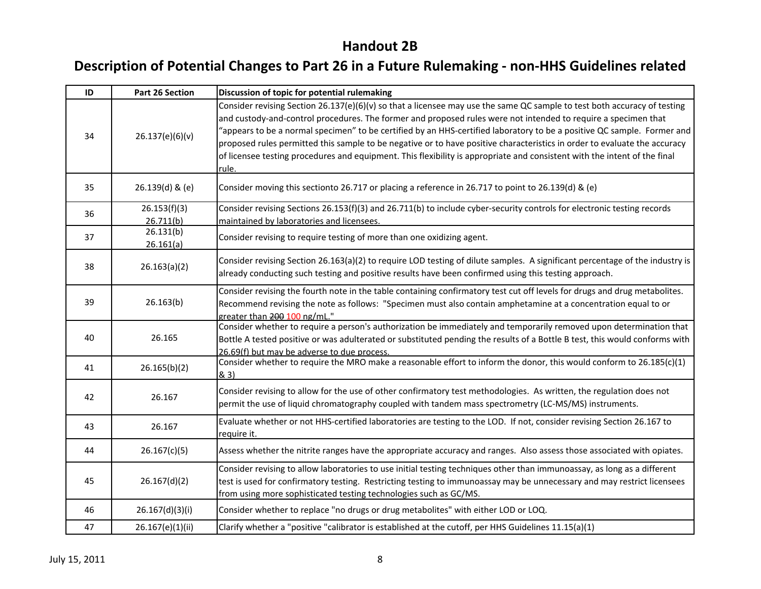# Handout 2B

## Description of Potential Changes to Part 26 in a Future Rulemaking - non-HHS Guidelines related

| ID | Part 26 Section | Discussion of topic for potential rulemaking |
|---|---|---|
| 34 | 26.137(e)(6)(v) | Consider revising Section 26.137(e)(6)(v) so that a licensee may use the same QC sample to test both accuracy of testing and custody-and-control procedures. The former and proposed rules were not intended to require a specimen that "appears to be a normal specimen" to be certified by an HHS-certified laboratory to be a positive QC sample. Former and proposed rules permitted this sample to be negative or to have positive characteristics in order to evaluate the accuracy of licensee testing procedures and equipment. This flexibility is appropriate and consistent with the intent of the final rule. |
| 35 | 26.139(d) & (e) | Consider moving this sectionto 26.717 or placing a reference in 26.717 to point to 26.139(d) & (e) |
| 36 | 26.153(f)(3) 26.711(b) | Consider revising Sections 26.153(f)(3) and 26.711(b) to include cyber-security controls for electronic testing records maintained by laboratories and licensees. |
| 37 | 26.131(b) 26.161(a) | Consider revising to require testing of more than one oxidizing agent. |
| 38 | 26.163(a)(2) | Consider revising Section 26.163(a)(2) to require LOD testing of dilute samples. A significant percentage of the industry is already conducting such testing and positive results have been confirmed using this testing approach. |
| 39 | 26.163(b) | Consider revising the fourth note in the table containing confirmatory test cut off levels for drugs and drug metabolites. Recommend revising the note as follows: "Specimen must also contain amphetamine at a concentration equal to or greater than ~~200~~ 100 ng/mL." |
| 40 | 26.165 | Consider whether to require a person's authorization be immediately and temporarily removed upon determination that Bottle A tested positive or was adulterated or substituted pending the results of a Bottle B test, this would conforms with 26.69(f) but may be adverse to due process. |
| 41 | 26.165(b)(2) | Consider whether to require the MRO make a reasonable effort to inform the donor, this would conform to 26.185(c)(1) & 3) |
| 42 | 26.167 | Consider revising to allow for the use of other confirmatory test methodologies. As written, the regulation does not permit the use of liquid chromatography coupled with tandem mass spectrometry (LC-MS/MS) instruments. |
| 43 | 26.167 | Evaluate whether or not HHS-certified laboratories are testing to the LOD. If not, consider revising Section 26.167 to require it. |
| 44 | 26.167(c)(5) | Assess whether the nitrite ranges have the appropriate accuracy and ranges. Also assess those associated with opiates. |
| 45 | 26.167(d)(2) | Consider revising to allow laboratories to use initial testing techniques other than immunoassay, as long as a different test is used for confirmatory testing. Restricting testing to immunoassay may be unnecessary and may restrict licensees from using more sophisticated testing technologies such as GC/MS. |
| 46 | 26.167(d)(3)(i) | Consider whether to replace "no drugs or drug metabolites" with either LOD or LOQ. |
| 47 | 26.167(e)(1)(ii) | Clarify whether a "positive "calibrator is established at the cutoff, per HHS Guidelines 11.15(a)(1) |

July 15, 2011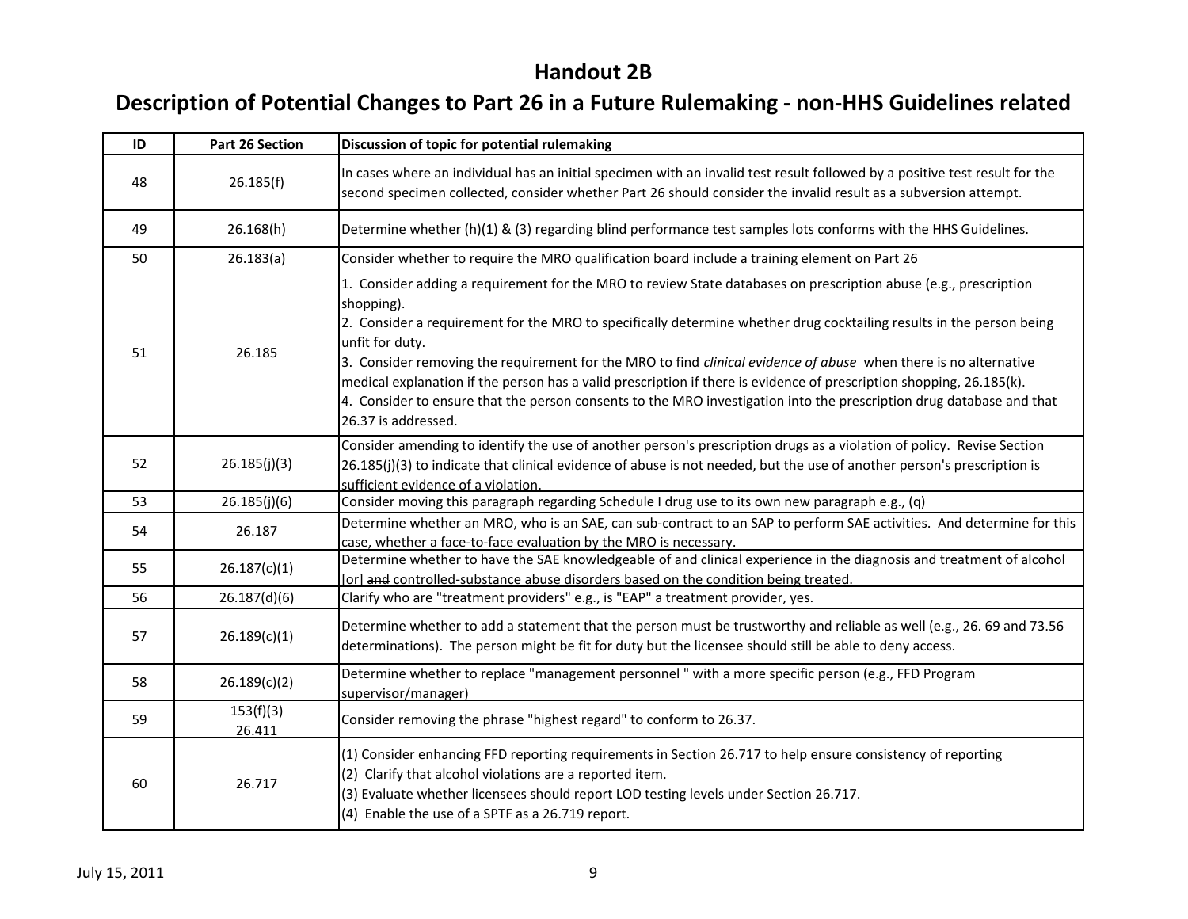# Handout 2B

## Description of Potential Changes to Part 26 in a Future Rulemaking - non-HHS Guidelines related

| ID | Part 26 Section | Discussion of topic for potential rulemaking |
|---|---|---|
| 48 | 26.185(f) | In cases where an individual has an initial specimen with an invalid test result followed by a positive test result for the second specimen collected, consider whether Part 26 should consider the invalid result as a subversion attempt. |
| 49 | 26.168(h) | Determine whether (h)(1) & (3) regarding blind performance test samples lots conforms with the HHS Guidelines. |
| 50 | 26.183(a) | Consider whether to require the MRO qualification board include a training element on Part 26 |
| 51 | 26.185 | 1. Consider adding a requirement for the MRO to review State databases on prescription abuse (e.g., prescription shopping).<br>2. Consider a requirement for the MRO to specifically determine whether drug cocktailing results in the person being unfit for duty.<br>3. Consider removing the requirement for the MRO to find *clinical evidence of abuse* when there is no alternative medical explanation if the person has a valid prescription if there is evidence of prescription shopping, 26.185(k).<br>4. Consider to ensure that the person consents to the MRO investigation into the prescription drug database and that 26.37 is addressed. |
| 52 | 26.185(j)(3) | Consider amending to identify the use of another person's prescription drugs as a violation of policy. Revise Section 26.185(j)(3) to indicate that clinical evidence of abuse is not needed, but the use of another person's prescription is sufficient evidence of a violation. |
| 53 | 26.185(j)(6) | Consider moving this paragraph regarding Schedule I drug use to its own new paragraph e.g., (q) |
| 54 | 26.187 | Determine whether an MRO, who is an SAE, can sub-contract to an SAP to perform SAE activities. And determine for this case, whether a face-to-face evaluation by the MRO is necessary. |
| 55 | 26.187(c)(1) | Determine whether to have the SAE knowledgeable of and clinical experience in the diagnosis and treatment of alcohol [or] ~~and~~ controlled-substance abuse disorders based on the condition being treated. |
| 56 | 26.187(d)(6) | Clarify who are "treatment providers" e.g., is "EAP" a treatment provider, yes. |
| 57 | 26.189(c)(1) | Determine whether to add a statement that the person must be trustworthy and reliable as well (e.g., 26. 69 and 73.56 determinations). The person might be fit for duty but the licensee should still be able to deny access. |
| 58 | 26.189(c)(2) | Determine whether to replace "management personnel " with a more specific person (e.g., FFD Program supervisor/manager) |
| 59 | 153(f)(3)<br>26.411 | Consider removing the phrase "highest regard" to conform to 26.37. |
| 60 | 26.717 | (1) Consider enhancing FFD reporting requirements in Section 26.717 to help ensure consistency of reporting<br>(2) Clarify that alcohol violations are a reported item.<br>(3) Evaluate whether licensees should report LOD testing levels under Section 26.717.<br>(4) Enable the use of a SPTF as a 26.719 report. |

July 15, 2011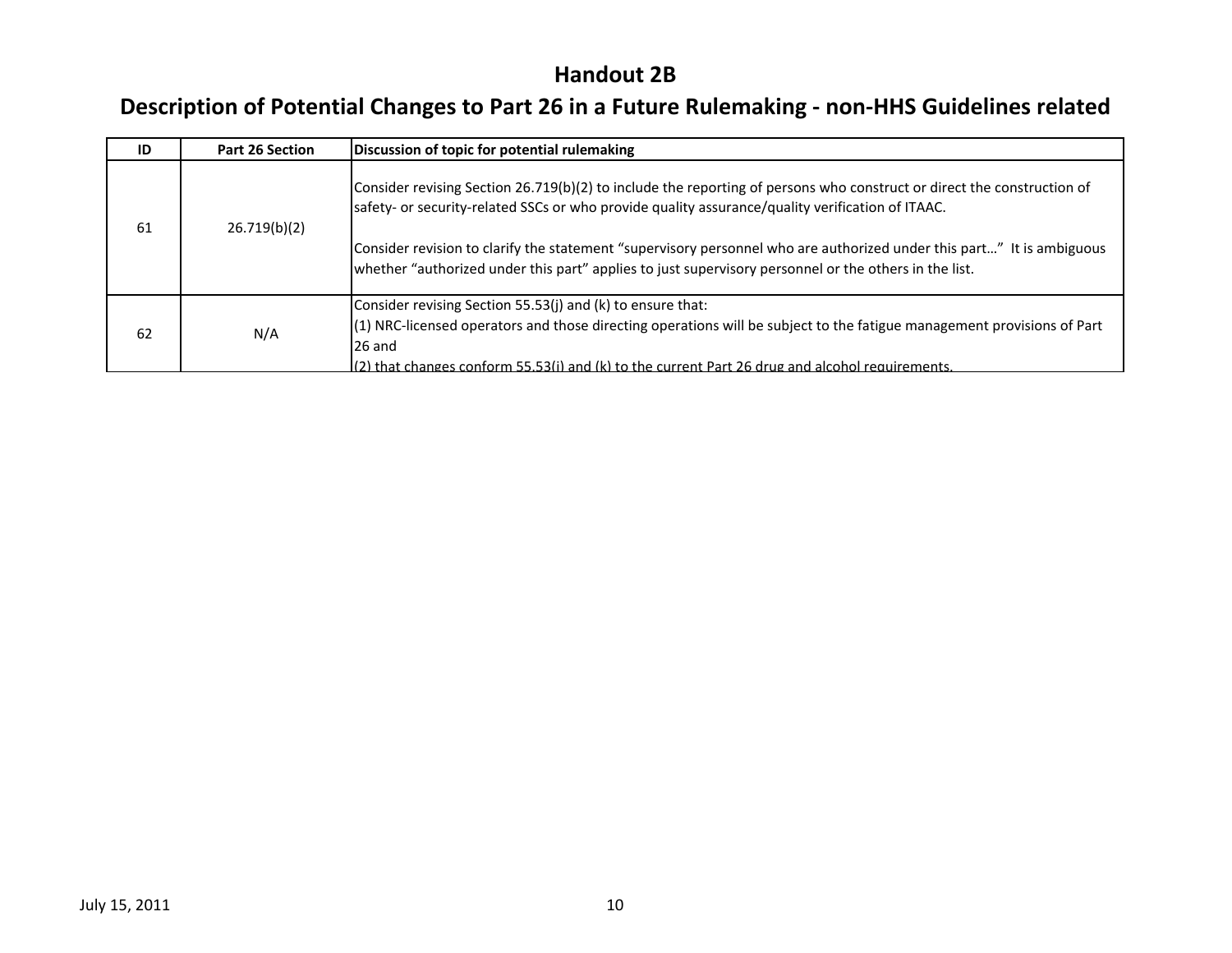# Handout 2B

## Description of Potential Changes to Part 26 in a Future Rulemaking - non-HHS Guidelines related

| ID | Part 26 Section | Discussion of topic for potential rulemaking |
|---|---|---|
| 61 | 26.719(b)(2) | Consider revising Section 26.719(b)(2) to include the reporting of persons who construct or direct the construction of safety- or security-related SSCs or who provide quality assurance/quality verification of ITAAC.<br><br>Consider revision to clarify the statement "supervisory personnel who are authorized under this part…" It is ambiguous whether "authorized under this part" applies to just supervisory personnel or the others in the list. |
| 62 | N/A | Consider revising Section 55.53(j) and (k) to ensure that:<br>(1) NRC-licensed operators and those directing operations will be subject to the fatigue management provisions of Part 26 and<br>(2) that changes conform 55.53(j) and (k) to the current Part 26 drug and alcohol requirements. |

July 15, 2011